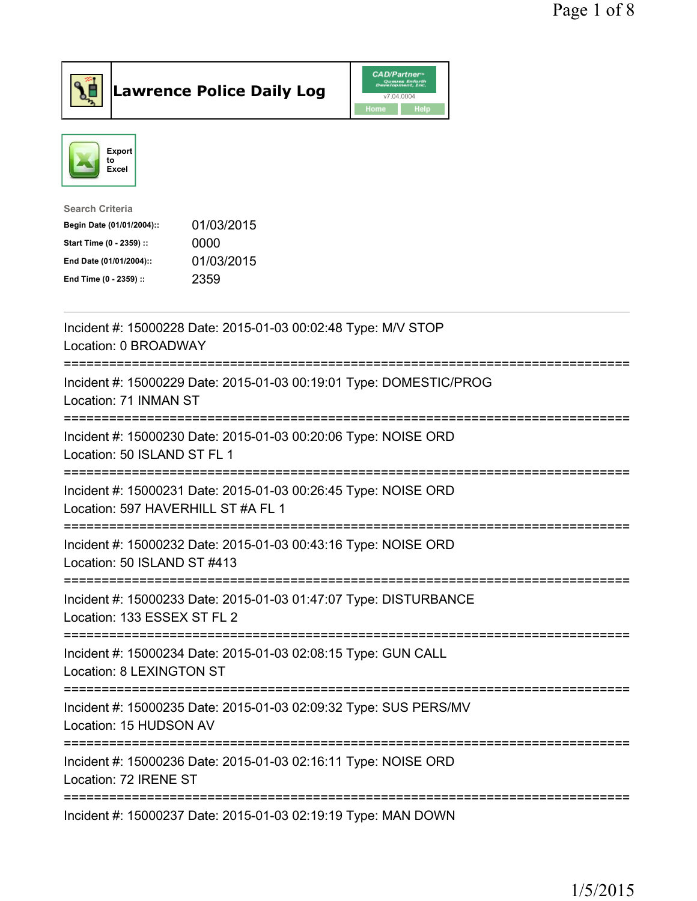# Lawrence Police Daily Log

Export to Excel

**Search Criteria**

| | |
|---|---|
| Begin Date (01/01/2004):: | 01/03/2015 |
| Start Time (0 - 2359) :: | 0000 |
| End Date (01/01/2004):: | 01/03/2015 |
| End Time (0 - 2359) :: | 2359 |

---

Incident #: 15000228 Date: 2015-01-03 00:02:48 Type: M/V STOP
Location: 0 BROADWAY

===========================================================================

Incident #: 15000229 Date: 2015-01-03 00:19:01 Type: DOMESTIC/PROG
Location: 71 INMAN ST

===========================================================================

Incident #: 15000230 Date: 2015-01-03 00:20:06 Type: NOISE ORD
Location: 50 ISLAND ST FL 1

===========================================================================

Incident #: 15000231 Date: 2015-01-03 00:26:45 Type: NOISE ORD
Location: 597 HAVERHILL ST #A FL 1

===========================================================================

Incident #: 15000232 Date: 2015-01-03 00:43:16 Type: NOISE ORD
Location: 50 ISLAND ST #413

===========================================================================

Incident #: 15000233 Date: 2015-01-03 01:47:07 Type: DISTURBANCE
Location: 133 ESSEX ST FL 2

===========================================================================

Incident #: 15000234 Date: 2015-01-03 02:08:15 Type: GUN CALL
Location: 8 LEXINGTON ST

===========================================================================

Incident #: 15000235 Date: 2015-01-03 02:09:32 Type: SUS PERS/MV
Location: 15 HUDSON AV

===========================================================================

Incident #: 15000236 Date: 2015-01-03 02:16:11 Type: NOISE ORD
Location: 72 IRENE ST

===========================================================================

Incident #: 15000237 Date: 2015-01-03 02:19:19 Type: MAN DOWN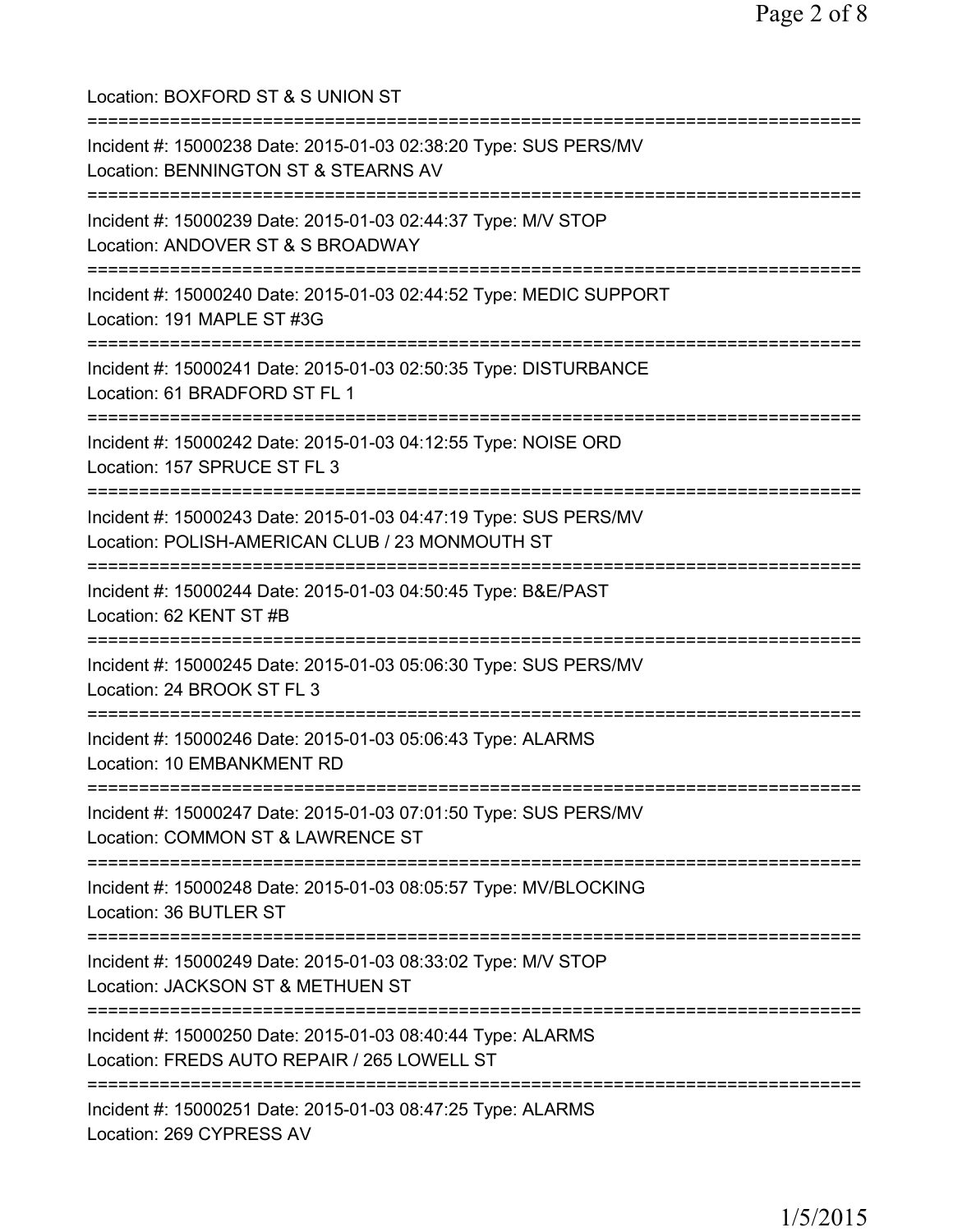Location: BOXFORD ST & S UNION ST

===========================================================================

Incident #: 15000238 Date: 2015-01-03 02:38:20 Type: SUS PERS/MV
Location: BENNINGTON ST & STEARNS AV

===========================================================================

Incident #: 15000239 Date: 2015-01-03 02:44:37 Type: M/V STOP
Location: ANDOVER ST & S BROADWAY

===========================================================================

Incident #: 15000240 Date: 2015-01-03 02:44:52 Type: MEDIC SUPPORT
Location: 191 MAPLE ST #3G

===========================================================================

Incident #: 15000241 Date: 2015-01-03 02:50:35 Type: DISTURBANCE
Location: 61 BRADFORD ST FL 1

===========================================================================

Incident #: 15000242 Date: 2015-01-03 04:12:55 Type: NOISE ORD
Location: 157 SPRUCE ST FL 3

===========================================================================

Incident #: 15000243 Date: 2015-01-03 04:47:19 Type: SUS PERS/MV
Location: POLISH-AMERICAN CLUB / 23 MONMOUTH ST

===========================================================================

Incident #: 15000244 Date: 2015-01-03 04:50:45 Type: B&E/PAST
Location: 62 KENT ST #B

===========================================================================

Incident #: 15000245 Date: 2015-01-03 05:06:30 Type: SUS PERS/MV
Location: 24 BROOK ST FL 3

===========================================================================

Incident #: 15000246 Date: 2015-01-03 05:06:43 Type: ALARMS
Location: 10 EMBANKMENT RD

===========================================================================

Incident #: 15000247 Date: 2015-01-03 07:01:50 Type: SUS PERS/MV
Location: COMMON ST & LAWRENCE ST

===========================================================================

Incident #: 15000248 Date: 2015-01-03 08:05:57 Type: MV/BLOCKING
Location: 36 BUTLER ST

===========================================================================

Incident #: 15000249 Date: 2015-01-03 08:33:02 Type: M/V STOP
Location: JACKSON ST & METHUEN ST

===========================================================================

Incident #: 15000250 Date: 2015-01-03 08:40:44 Type: ALARMS
Location: FREDS AUTO REPAIR / 265 LOWELL ST

===========================================================================

Incident #: 15000251 Date: 2015-01-03 08:47:25 Type: ALARMS
Location: 269 CYPRESS AV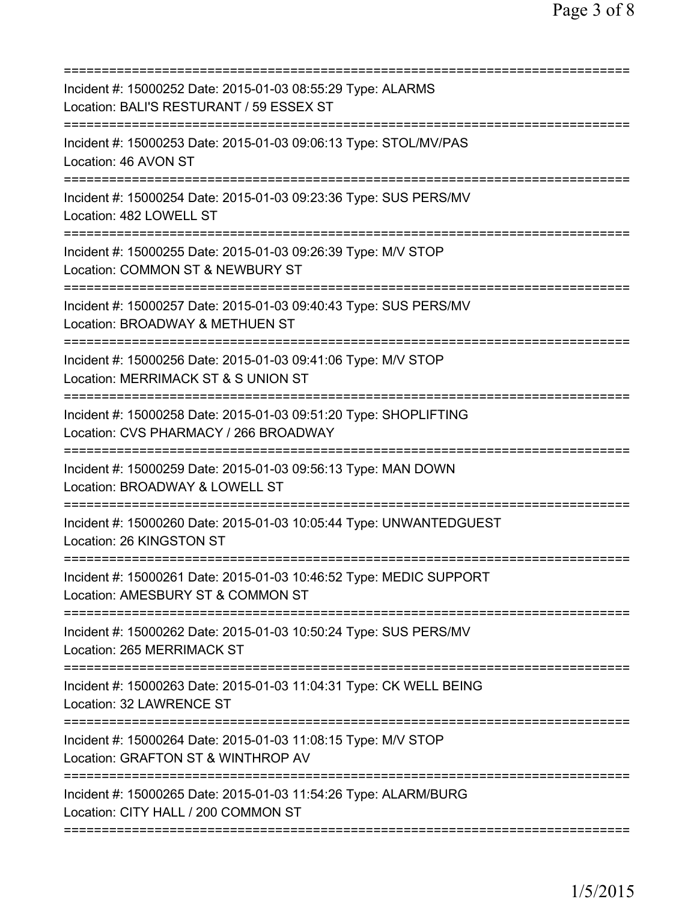===========================================================================

Incident #: 15000252 Date: 2015-01-03 08:55:29 Type: ALARMS
Location: BALI'S RESTURANT / 59 ESSEX ST

===========================================================================

Incident #: 15000253 Date: 2015-01-03 09:06:13 Type: STOL/MV/PAS
Location: 46 AVON ST

===========================================================================

Incident #: 15000254 Date: 2015-01-03 09:23:36 Type: SUS PERS/MV
Location: 482 LOWELL ST

===========================================================================

Incident #: 15000255 Date: 2015-01-03 09:26:39 Type: M/V STOP
Location: COMMON ST & NEWBURY ST

===========================================================================

Incident #: 15000257 Date: 2015-01-03 09:40:43 Type: SUS PERS/MV
Location: BROADWAY & METHUEN ST

===========================================================================

Incident #: 15000256 Date: 2015-01-03 09:41:06 Type: M/V STOP
Location: MERRIMACK ST & S UNION ST

===========================================================================

Incident #: 15000258 Date: 2015-01-03 09:51:20 Type: SHOPLIFTING
Location: CVS PHARMACY / 266 BROADWAY

===========================================================================

Incident #: 15000259 Date: 2015-01-03 09:56:13 Type: MAN DOWN
Location: BROADWAY & LOWELL ST

===========================================================================

Incident #: 15000260 Date: 2015-01-03 10:05:44 Type: UNWANTEDGUEST
Location: 26 KINGSTON ST

===========================================================================

Incident #: 15000261 Date: 2015-01-03 10:46:52 Type: MEDIC SUPPORT
Location: AMESBURY ST & COMMON ST

===========================================================================

Incident #: 15000262 Date: 2015-01-03 10:50:24 Type: SUS PERS/MV
Location: 265 MERRIMACK ST

===========================================================================

Incident #: 15000263 Date: 2015-01-03 11:04:31 Type: CK WELL BEING
Location: 32 LAWRENCE ST

===========================================================================

Incident #: 15000264 Date: 2015-01-03 11:08:15 Type: M/V STOP
Location: GRAFTON ST & WINTHROP AV

===========================================================================

Incident #: 15000265 Date: 2015-01-03 11:54:26 Type: ALARM/BURG
Location: CITY HALL / 200 COMMON ST

===========================================================================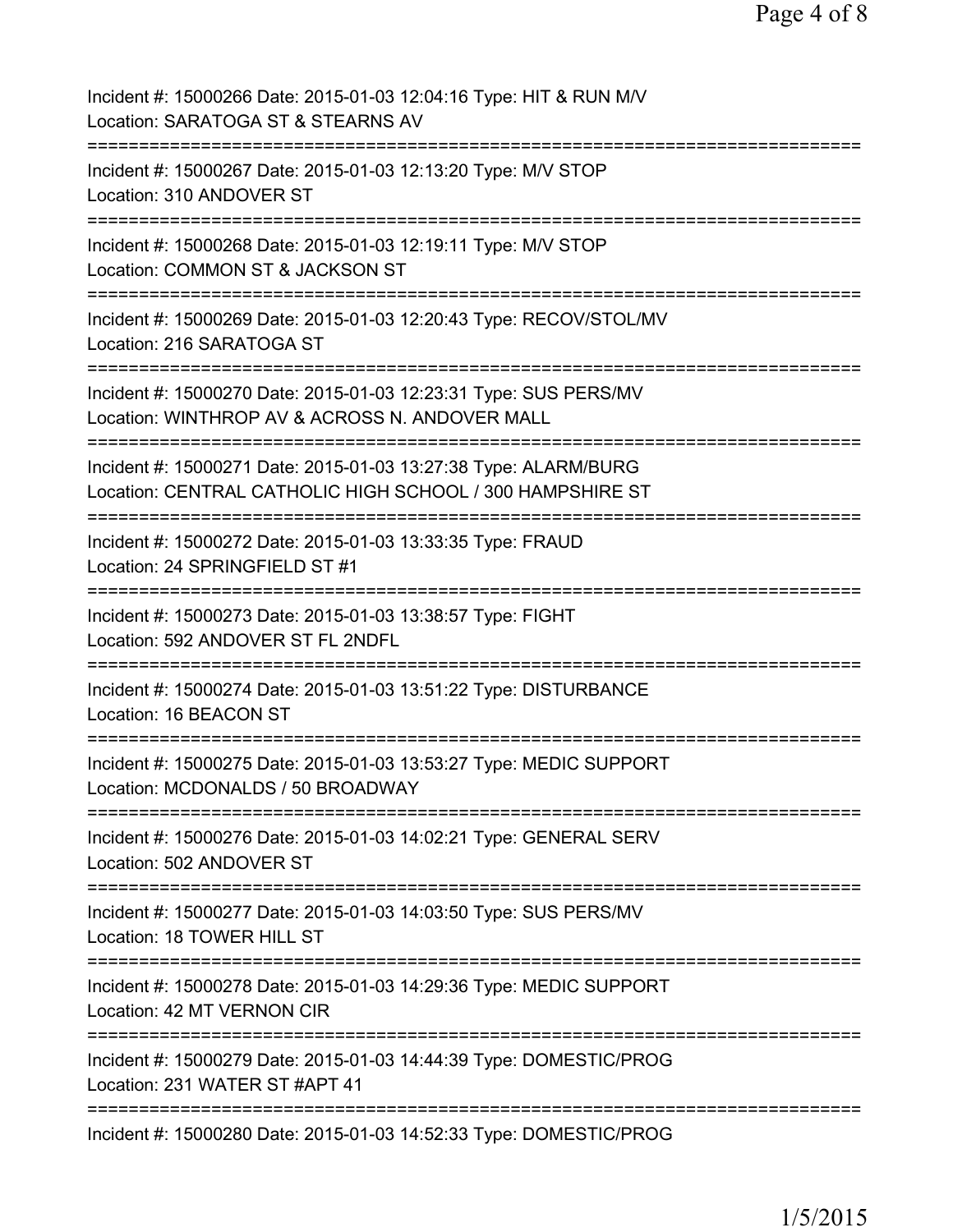Incident #: 15000266 Date: 2015-01-03 12:04:16 Type: HIT & RUN M/V
Location: SARATOGA ST & STEARNS AV
===========================================================================
Incident #: 15000267 Date: 2015-01-03 12:13:20 Type: M/V STOP
Location: 310 ANDOVER ST
===========================================================================
Incident #: 15000268 Date: 2015-01-03 12:19:11 Type: M/V STOP
Location: COMMON ST & JACKSON ST
===========================================================================
Incident #: 15000269 Date: 2015-01-03 12:20:43 Type: RECOV/STOL/MV
Location: 216 SARATOGA ST
===========================================================================
Incident #: 15000270 Date: 2015-01-03 12:23:31 Type: SUS PERS/MV
Location: WINTHROP AV & ACROSS N. ANDOVER MALL
===========================================================================
Incident #: 15000271 Date: 2015-01-03 13:27:38 Type: ALARM/BURG
Location: CENTRAL CATHOLIC HIGH SCHOOL / 300 HAMPSHIRE ST
===========================================================================
Incident #: 15000272 Date: 2015-01-03 13:33:35 Type: FRAUD
Location: 24 SPRINGFIELD ST #1
===========================================================================
Incident #: 15000273 Date: 2015-01-03 13:38:57 Type: FIGHT
Location: 592 ANDOVER ST FL 2NDFL
===========================================================================
Incident #: 15000274 Date: 2015-01-03 13:51:22 Type: DISTURBANCE
Location: 16 BEACON ST
===========================================================================
Incident #: 15000275 Date: 2015-01-03 13:53:27 Type: MEDIC SUPPORT
Location: MCDONALDS / 50 BROADWAY
===========================================================================
Incident #: 15000276 Date: 2015-01-03 14:02:21 Type: GENERAL SERV
Location: 502 ANDOVER ST
===========================================================================
Incident #: 15000277 Date: 2015-01-03 14:03:50 Type: SUS PERS/MV
Location: 18 TOWER HILL ST
===========================================================================
Incident #: 15000278 Date: 2015-01-03 14:29:36 Type: MEDIC SUPPORT
Location: 42 MT VERNON CIR
===========================================================================
Incident #: 15000279 Date: 2015-01-03 14:44:39 Type: DOMESTIC/PROG
Location: 231 WATER ST #APT 41
===========================================================================
Incident #: 15000280 Date: 2015-01-03 14:52:33 Type: DOMESTIC/PROG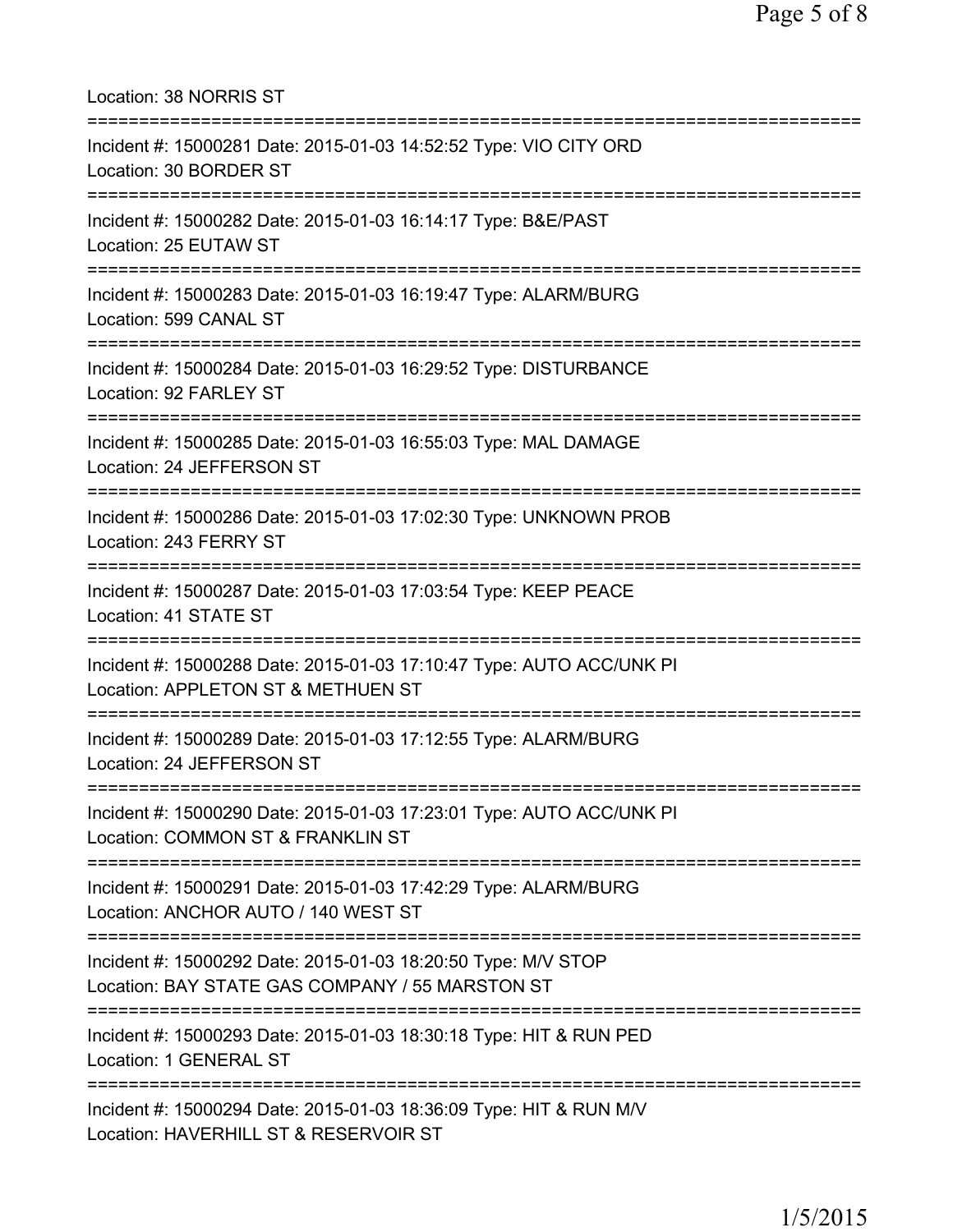Location: 38 NORRIS ST

===========================================================================

Incident #: 15000281 Date: 2015-01-03 14:52:52 Type: VIO CITY ORD
Location: 30 BORDER ST

===========================================================================

Incident #: 15000282 Date: 2015-01-03 16:14:17 Type: B&E/PAST
Location: 25 EUTAW ST

===========================================================================

Incident #: 15000283 Date: 2015-01-03 16:19:47 Type: ALARM/BURG
Location: 599 CANAL ST

===========================================================================

Incident #: 15000284 Date: 2015-01-03 16:29:52 Type: DISTURBANCE
Location: 92 FARLEY ST

===========================================================================

Incident #: 15000285 Date: 2015-01-03 16:55:03 Type: MAL DAMAGE
Location: 24 JEFFERSON ST

===========================================================================

Incident #: 15000286 Date: 2015-01-03 17:02:30 Type: UNKNOWN PROB
Location: 243 FERRY ST

===========================================================================

Incident #: 15000287 Date: 2015-01-03 17:03:54 Type: KEEP PEACE
Location: 41 STATE ST

===========================================================================

Incident #: 15000288 Date: 2015-01-03 17:10:47 Type: AUTO ACC/UNK PI
Location: APPLETON ST & METHUEN ST

===========================================================================

Incident #: 15000289 Date: 2015-01-03 17:12:55 Type: ALARM/BURG
Location: 24 JEFFERSON ST

===========================================================================

Incident #: 15000290 Date: 2015-01-03 17:23:01 Type: AUTO ACC/UNK PI
Location: COMMON ST & FRANKLIN ST

===========================================================================

Incident #: 15000291 Date: 2015-01-03 17:42:29 Type: ALARM/BURG
Location: ANCHOR AUTO / 140 WEST ST

===========================================================================

Incident #: 15000292 Date: 2015-01-03 18:20:50 Type: M/V STOP
Location: BAY STATE GAS COMPANY / 55 MARSTON ST

===========================================================================

Incident #: 15000293 Date: 2015-01-03 18:30:18 Type: HIT & RUN PED
Location: 1 GENERAL ST

===========================================================================

Incident #: 15000294 Date: 2015-01-03 18:36:09 Type: HIT & RUN M/V
Location: HAVERHILL ST & RESERVOIR ST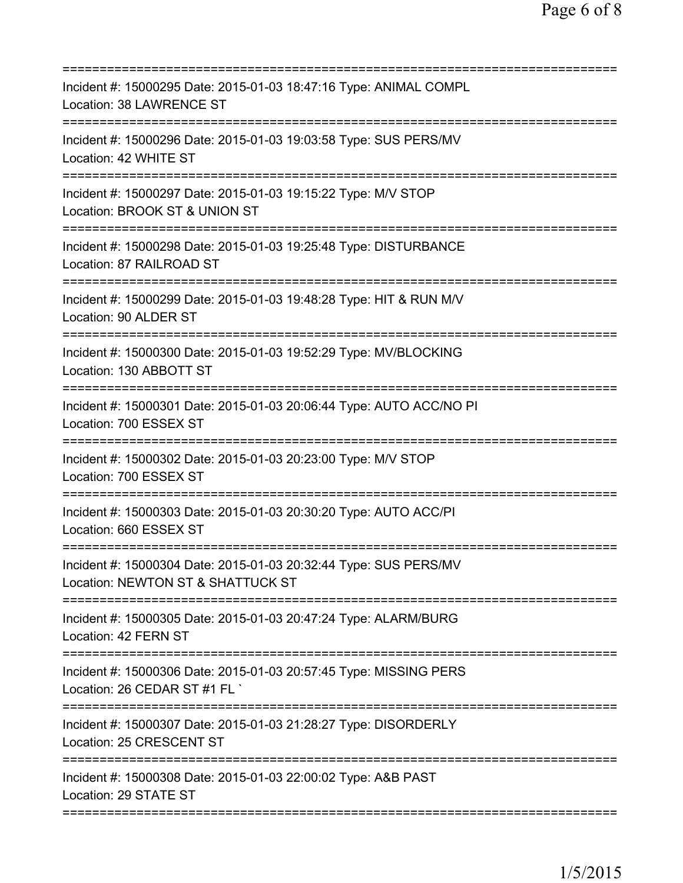===========================================================================

Incident #: 15000295 Date: 2015-01-03 18:47:16 Type: ANIMAL COMPL
Location: 38 LAWRENCE ST

===========================================================================

Incident #: 15000296 Date: 2015-01-03 19:03:58 Type: SUS PERS/MV
Location: 42 WHITE ST

===========================================================================

Incident #: 15000297 Date: 2015-01-03 19:15:22 Type: M/V STOP
Location: BROOK ST & UNION ST

===========================================================================

Incident #: 15000298 Date: 2015-01-03 19:25:48 Type: DISTURBANCE
Location: 87 RAILROAD ST

===========================================================================

Incident #: 15000299 Date: 2015-01-03 19:48:28 Type: HIT & RUN M/V
Location: 90 ALDER ST

===========================================================================

Incident #: 15000300 Date: 2015-01-03 19:52:29 Type: MV/BLOCKING
Location: 130 ABBOTT ST

===========================================================================

Incident #: 15000301 Date: 2015-01-03 20:06:44 Type: AUTO ACC/NO PI
Location: 700 ESSEX ST

===========================================================================

Incident #: 15000302 Date: 2015-01-03 20:23:00 Type: M/V STOP
Location: 700 ESSEX ST

===========================================================================

Incident #: 15000303 Date: 2015-01-03 20:30:20 Type: AUTO ACC/PI
Location: 660 ESSEX ST

===========================================================================

Incident #: 15000304 Date: 2015-01-03 20:32:44 Type: SUS PERS/MV
Location: NEWTON ST & SHATTUCK ST

===========================================================================

Incident #: 15000305 Date: 2015-01-03 20:47:24 Type: ALARM/BURG
Location: 42 FERN ST

===========================================================================

Incident #: 15000306 Date: 2015-01-03 20:57:45 Type: MISSING PERS
Location: 26 CEDAR ST #1 FL `

===========================================================================

Incident #: 15000307 Date: 2015-01-03 21:28:27 Type: DISORDERLY
Location: 25 CRESCENT ST

===========================================================================

Incident #: 15000308 Date: 2015-01-03 22:00:02 Type: A&B PAST
Location: 29 STATE ST

===========================================================================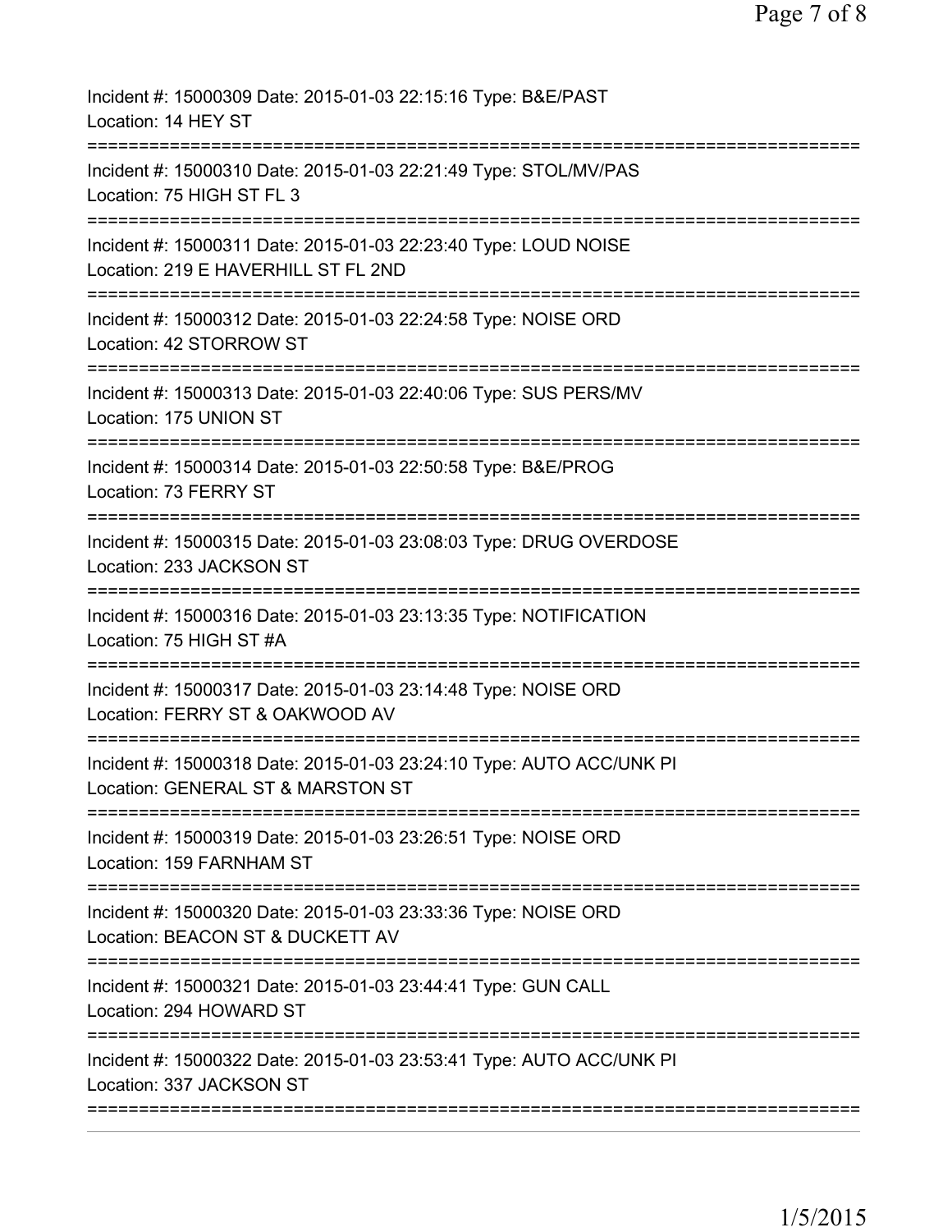Incident #: 15000309 Date: 2015-01-03 22:15:16 Type: B&E/PAST
Location: 14 HEY ST

===========================================================================

Incident #: 15000310 Date: 2015-01-03 22:21:49 Type: STOL/MV/PAS
Location: 75 HIGH ST FL 3

===========================================================================

Incident #: 15000311 Date: 2015-01-03 22:23:40 Type: LOUD NOISE
Location: 219 E HAVERHILL ST FL 2ND

===========================================================================

Incident #: 15000312 Date: 2015-01-03 22:24:58 Type: NOISE ORD
Location: 42 STORROW ST

===========================================================================

Incident #: 15000313 Date: 2015-01-03 22:40:06 Type: SUS PERS/MV
Location: 175 UNION ST

===========================================================================

Incident #: 15000314 Date: 2015-01-03 22:50:58 Type: B&E/PROG
Location: 73 FERRY ST

===========================================================================

Incident #: 15000315 Date: 2015-01-03 23:08:03 Type: DRUG OVERDOSE
Location: 233 JACKSON ST

===========================================================================

Incident #: 15000316 Date: 2015-01-03 23:13:35 Type: NOTIFICATION
Location: 75 HIGH ST #A

===========================================================================

Incident #: 15000317 Date: 2015-01-03 23:14:48 Type: NOISE ORD
Location: FERRY ST & OAKWOOD AV

===========================================================================

Incident #: 15000318 Date: 2015-01-03 23:24:10 Type: AUTO ACC/UNK PI
Location: GENERAL ST & MARSTON ST

===========================================================================

Incident #: 15000319 Date: 2015-01-03 23:26:51 Type: NOISE ORD
Location: 159 FARNHAM ST

===========================================================================

Incident #: 15000320 Date: 2015-01-03 23:33:36 Type: NOISE ORD
Location: BEACON ST & DUCKETT AV

===========================================================================

Incident #: 15000321 Date: 2015-01-03 23:44:41 Type: GUN CALL
Location: 294 HOWARD ST

===========================================================================

Incident #: 15000322 Date: 2015-01-03 23:53:41 Type: AUTO ACC/UNK PI
Location: 337 JACKSON ST

===========================================================================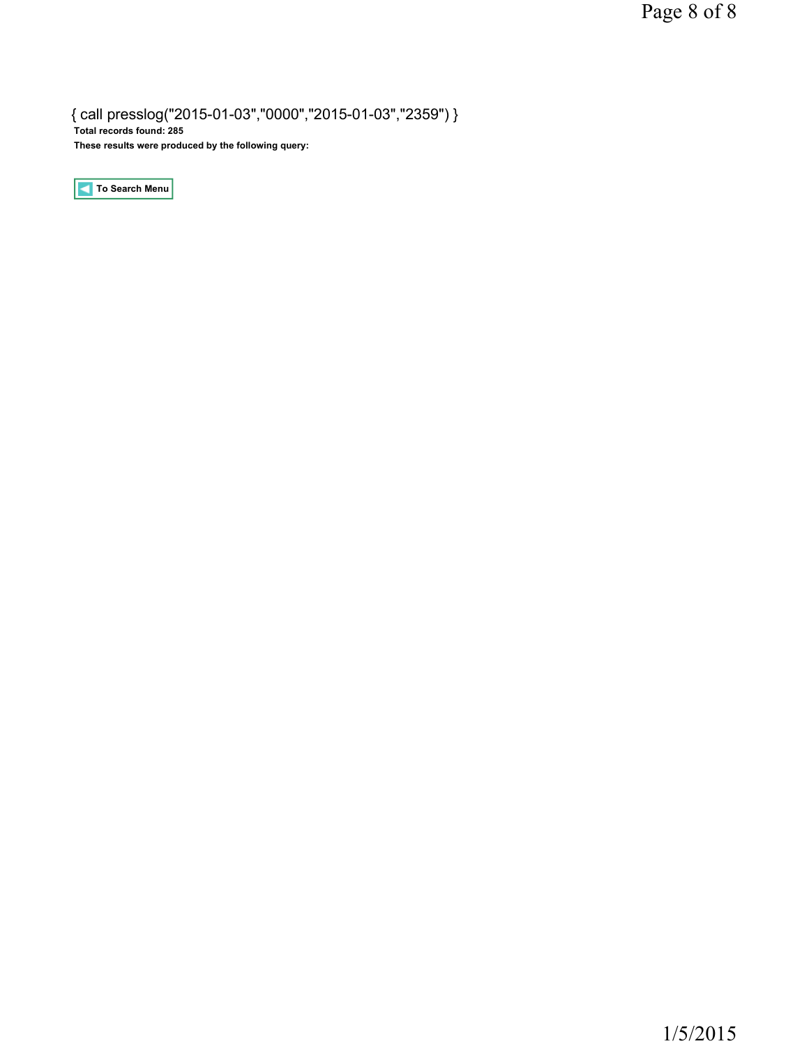{ call presslog("2015-01-03","0000","2015-01-03","2359") }

**Total records found: 285**

**These results were produced by the following query:**

**To Search Menu**